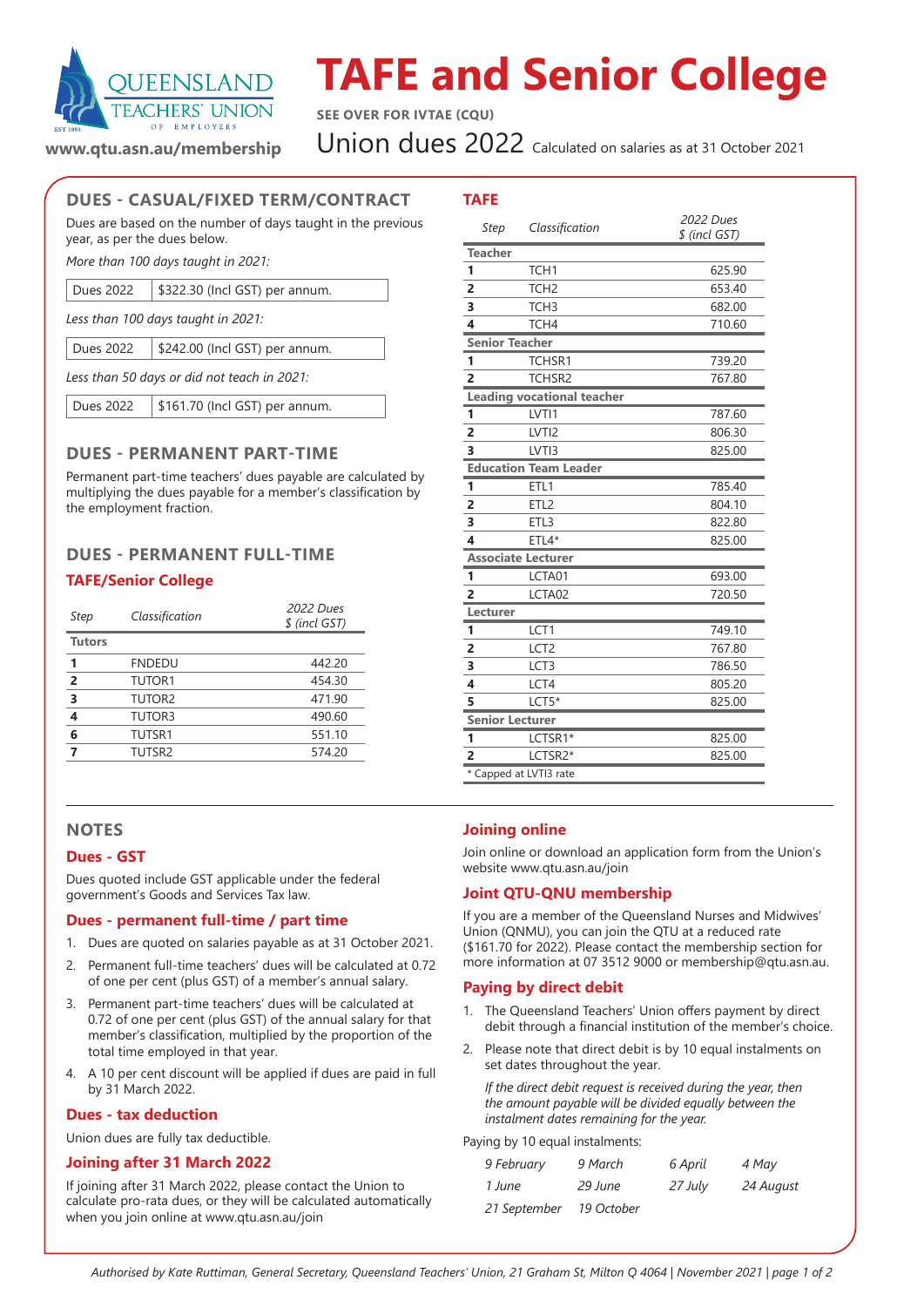# TAFE and Senior College

**SEE OVER FOR IVTAE (CQU)**

## Union dues 2022 Calculated on salaries as at 31 October 2021

**www.qtu.asn.au/membership**

## DUES - CASUAL/FIXED TERM/CONTRACT

Dues are based on the number of days taught in the previous year, as per the dues below.

*More than 100 days taught in 2021:*

| Dues 2022 | $322.30 (Incl GST) per annum. |
|---|---|

*Less than 100 days taught in 2021:*

| Dues 2022 | $242.00 (Incl GST) per annum. |
|---|---|

*Less than 50 days or did not teach in 2021:*

| Dues 2022 | $161.70 (Incl GST) per annum. |
|---|---|

## DUES - PERMANENT PART-TIME

Permanent part-time teachers' dues payable are calculated by multiplying the dues payable for a member's classification by the employment fraction.

## DUES - PERMANENT FULL-TIME

### TAFE/Senior College

| *Step* | *Classification* | *2022 Dues $ (incl GST)* |
|---|---|---|
| **Tutors** | | |
| **1** | FNDEDU | 442.20 |
| **2** | TUTOR1 | 454.30 |
| **3** | TUTOR2 | 471.90 |
| **4** | TUTOR3 | 490.60 |
| **6** | TUTSR1 | 551.10 |
| **7** | TUTSR2 | 574.20 |

### TAFE

| *Step* | *Classification* | *2022 Dues $ (incl GST)* |
|---|---|---|
| **Teacher** | | |
| **1** | TCH1 | 625.90 |
| **2** | TCH2 | 653.40 |
| **3** | TCH3 | 682.00 |
| **4** | TCH4 | 710.60 |
| **Senior Teacher** | | |
| **1** | TCHSR1 | 739.20 |
| **2** | TCHSR2 | 767.80 |
| **Leading vocational teacher** | | |
| **1** | LVTI1 | 787.60 |
| **2** | LVTI2 | 806.30 |
| **3** | LVTI3 | 825.00 |
| **Education Team Leader** | | |
| **1** | ETL1 | 785.40 |
| **2** | ETL2 | 804.10 |
| **3** | ETL3 | 822.80 |
| **4** | ETL4* | 825.00 |
| **Associate Lecturer** | | |
| **1** | LCTA01 | 693.00 |
| **2** | LCTA02 | 720.50 |
| **Lecturer** | | |
| **1** | LCT1 | 749.10 |
| **2** | LCT2 | 767.80 |
| **3** | LCT3 | 786.50 |
| **4** | LCT4 | 805.20 |
| **5** | LCT5* | 825.00 |
| **Senior Lecturer** | | |
| **1** | LCTSR1* | 825.00 |
| **2** | LCTSR2* | 825.00 |

\* Capped at LVTI3 rate

## NOTES

### Dues - GST

Dues quoted include GST applicable under the federal government's Goods and Services Tax law.

### Dues - permanent full-time / part time

1. Dues are quoted on salaries payable as at 31 October 2021.
2. Permanent full-time teachers' dues will be calculated at 0.72 of one per cent (plus GST) of a member's annual salary.
3. Permanent part-time teachers' dues will be calculated at 0.72 of one per cent (plus GST) of the annual salary for that member's classification, multiplied by the proportion of the total time employed in that year.
4. A 10 per cent discount will be applied if dues are paid in full by 31 March 2022.

### Dues - tax deduction

Union dues are fully tax deductible.

### Joining after 31 March 2022

If joining after 31 March 2022, please contact the Union to calculate pro-rata dues, or they will be calculated automatically when you join online at www.qtu.asn.au/join

### Joining online

Join online or download an application form from the Union's website www.qtu.asn.au/join

### Joint QTU-QNU membership

If you are a member of the Queensland Nurses and Midwives' Union (QNMU), you can join the QTU at a reduced rate ($161.70 for 2022). Please contact the membership section for more information at 07 3512 9000 or membership@qtu.asn.au.

### Paying by direct debit

1. The Queensland Teachers' Union offers payment by direct debit through a financial institution of the member's choice.
2. Please note that direct debit is by 10 equal instalments on set dates throughout the year.

   *If the direct debit request is received during the year, then the amount payable will be divided equally between the instalment dates remaining for the year.*

Paying by 10 equal instalments:

| | | | |
|---|---|---|---|
| *9 February* | *9 March* | *6 April* | *4 May* |
| *1 June* | *29 June* | *27 July* | *24 August* |
| *21 September* | *19 October* | | |

*Authorised by Kate Ruttiman, General Secretary, Queensland Teachers' Union, 21 Graham St, Milton Q 4064 | November 2021*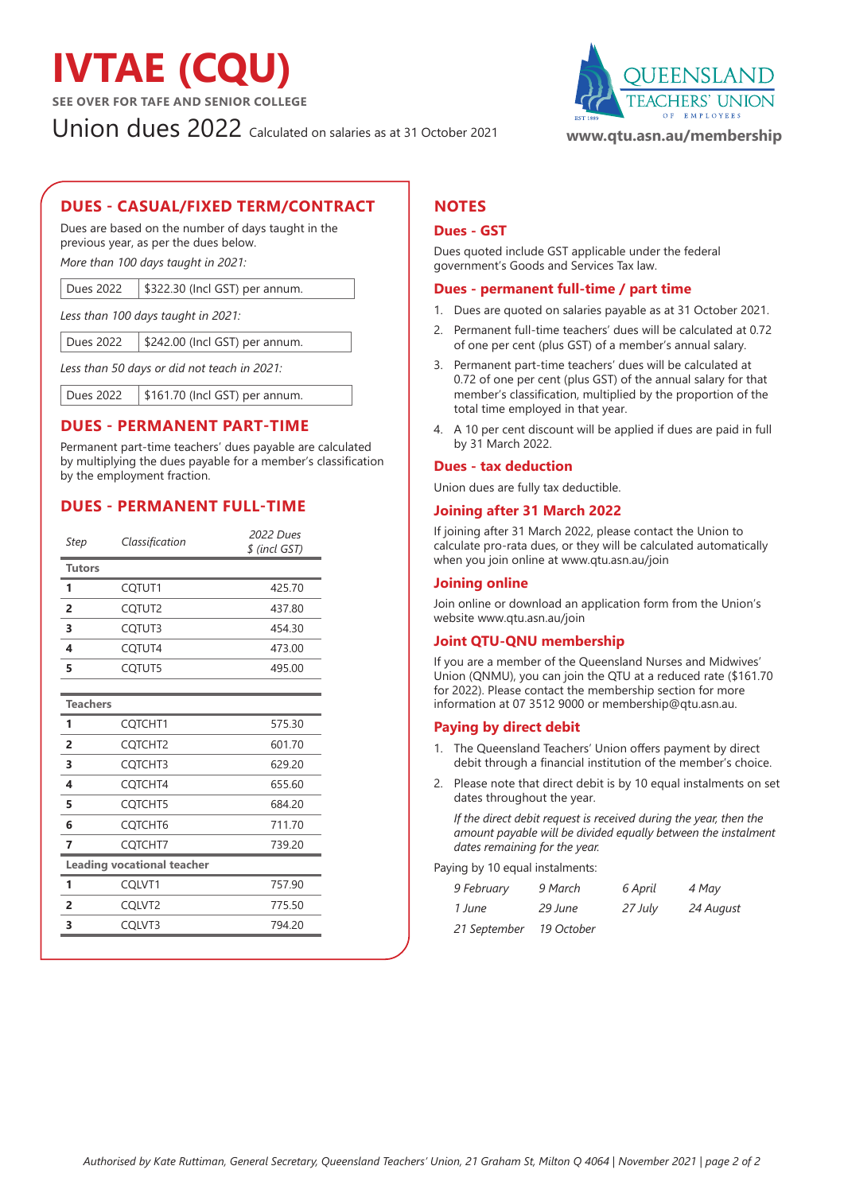# IVTAE (CQU)

**SEE OVER FOR TAFE AND SENIOR COLLEGE**

Union dues 2022 Calculated on salaries as at 31 October 2021

QUEENSLAND TEACHERS' UNION OF EMPLOYEES

EST 1889

**www.qtu.asn.au/membership**

## DUES - CASUAL/FIXED TERM/CONTRACT

Dues are based on the number of days taught in the previous year, as per the dues below.

*More than 100 days taught in 2021:*

| | |
|---|---|
| Dues 2022 | $322.30 (Incl GST) per annum. |

*Less than 100 days taught in 2021:*

| | |
|---|---|
| Dues 2022 | $242.00 (Incl GST) per annum. |

*Less than 50 days or did not teach in 2021:*

| | |
|---|---|
| Dues 2022 | $161.70 (Incl GST) per annum. |

## DUES - PERMANENT PART-TIME

Permanent part-time teachers' dues payable are calculated by multiplying the dues payable for a member's classification by the employment fraction.

## DUES - PERMANENT FULL-TIME

| *Step* | *Classification* | *2022 Dues $ (incl GST)* |
|---|---|---|
| **Tutors** | | |
| **1** | CQTUT1 | 425.70 |
| **2** | CQTUT2 | 437.80 |
| **3** | CQTUT3 | 454.30 |
| **4** | CQTUT4 | 473.00 |
| **5** | CQTUT5 | 495.00 |
| **Teachers** | | |
| **1** | CQTCHT1 | 575.30 |
| **2** | CQTCHT2 | 601.70 |
| **3** | CQTCHT3 | 629.20 |
| **4** | CQTCHT4 | 655.60 |
| **5** | CQTCHT5 | 684.20 |
| **6** | CQTCHT6 | 711.70 |
| **7** | CQTCHT7 | 739.20 |
| **Leading vocational teacher** | | |
| **1** | CQLVT1 | 757.90 |
| **2** | CQLVT2 | 775.50 |
| **3** | CQLVT3 | 794.20 |

## NOTES

### Dues - GST

Dues quoted include GST applicable under the federal government's Goods and Services Tax law.

### Dues - permanent full-time / part time

1. Dues are quoted on salaries payable as at 31 October 2021.
2. Permanent full-time teachers' dues will be calculated at 0.72 of one per cent (plus GST) of a member's annual salary.
3. Permanent part-time teachers' dues will be calculated at 0.72 of one per cent (plus GST) of the annual salary for that member's classification, multiplied by the proportion of the total time employed in that year.
4. A 10 per cent discount will be applied if dues are paid in full by 31 March 2022.

### Dues - tax deduction

Union dues are fully tax deductible.

### Joining after 31 March 2022

If joining after 31 March 2022, please contact the Union to calculate pro-rata dues, or they will be calculated automatically when you join online at www.qtu.asn.au/join

### Joining online

Join online or download an application form from the Union's website www.qtu.asn.au/join

### Joint QTU-QNU membership

If you are a member of the Queensland Nurses and Midwives' Union (QNMU), you can join the QTU at a reduced rate ($161.70 for 2022). Please contact the membership section for more information at 07 3512 9000 or membership@qtu.asn.au.

### Paying by direct debit

1. The Queensland Teachers' Union offers payment by direct debit through a financial institution of the member's choice.
2. Please note that direct debit is by 10 equal instalments on set dates throughout the year.

   *If the direct debit request is received during the year, then the amount payable will be divided equally between the instalment dates remaining for the year.*

Paying by 10 equal instalments:

| | | | |
|---|---|---|---|
| *9 February* | *9 March* | *6 April* | *4 May* |
| *1 June* | *29 June* | *27 July* | *24 August* |
| *21 September* | *19 October* | | |

*Authorised by Kate Ruttiman, General Secretary, Queensland Teachers' Union, 21 Graham St, Milton Q 4064 | November 2021*